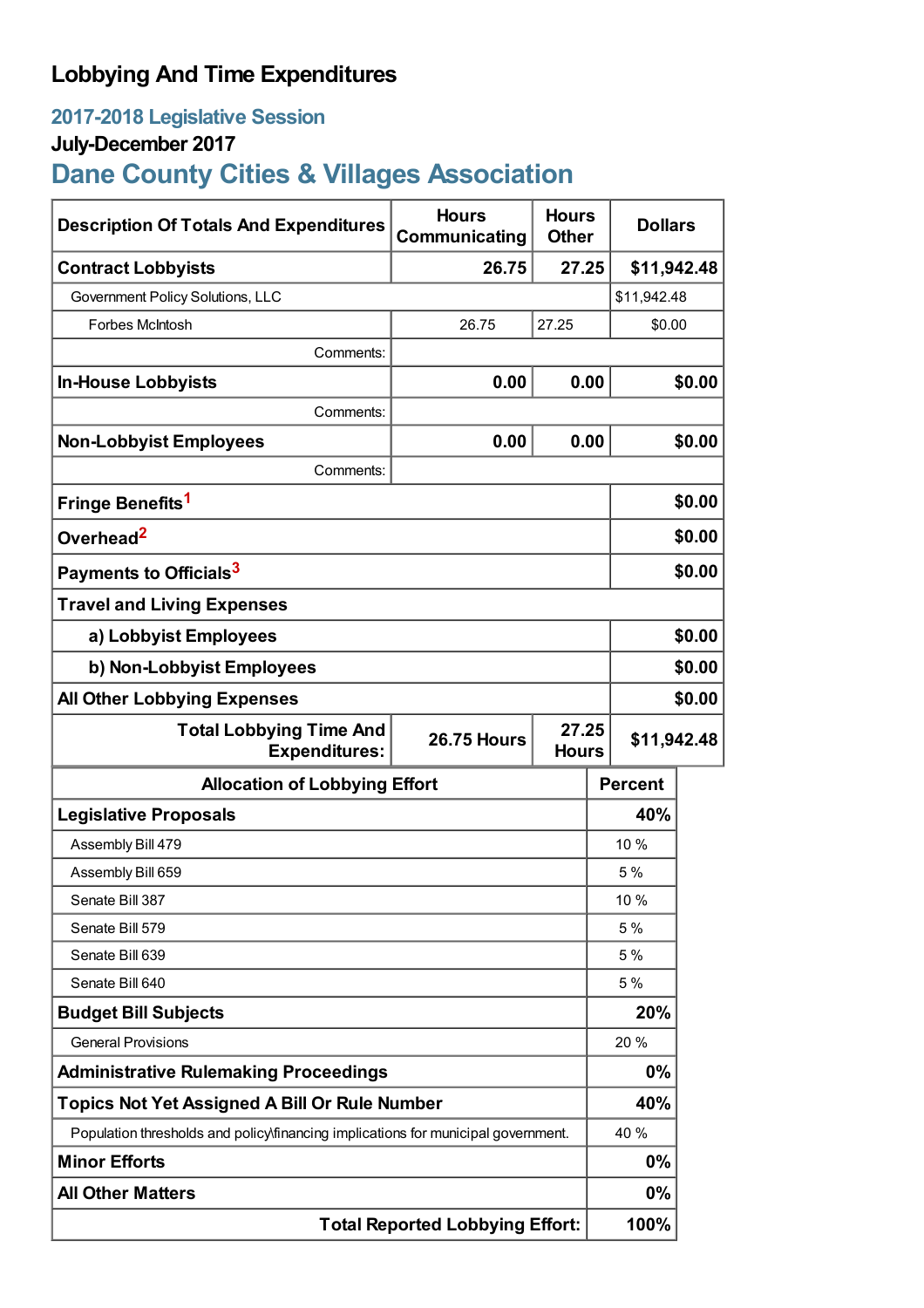# Lobbying And Time Expenditures

## 2017-2018 Legislative Session

### July-December 2017

## Dane County Cities & Villages Association

| Description Of Totals And Expenditures | Hours Communicating | Hours Other | Dollars |
|---|---|---|---|
| **Contract Lobbyists** | **26.75** | **27.25** | **$11,942.48** |
| Government Policy Solutions, LLC | | | $11,942.48 |
| Forbes McIntosh | 26.75 | 27.25 | $0.00 |
| Comments: | | | |
| **In-House Lobbyists** | **0.00** | **0.00** | **$0.00** |
| Comments: | | | |
| **Non-Lobbyist Employees** | **0.00** | **0.00** | **$0.00** |
| Comments: | | | |
| **Fringe Benefits**[1] | | | **$0.00** |
| **Overhead**[2] | | | **$0.00** |
| **Payments to Officials**[3] | | | **$0.00** |
| **Travel and Living Expenses** | | | |
| **a) Lobbyist Employees** | | | **$0.00** |
| **b) Non-Lobbyist Employees** | | | **$0.00** |
| **All Other Lobbying Expenses** | | | **$0.00** |
| **Total Lobbying Time And Expenditures:** | **26.75 Hours** | **27.25 Hours** | **$11,942.48** |

| Allocation of Lobbying Effort | Percent |
|---|---|
| **Legislative Proposals** | **40%** |
| Assembly Bill 479 | 10 % |
| Assembly Bill 659 | 5 % |
| Senate Bill 387 | 10 % |
| Senate Bill 579 | 5 % |
| Senate Bill 639 | 5 % |
| Senate Bill 640 | 5 % |
| **Budget Bill Subjects** | **20%** |
| General Provisions | 20 % |
| **Administrative Rulemaking Proceedings** | **0%** |
| **Topics Not Yet Assigned A Bill Or Rule Number** | **40%** |
| Population thresholds and policy\financing implications for municipal government. | 40 % |
| **Minor Efforts** | **0%** |
| **All Other Matters** | **0%** |
| **Total Reported Lobbying Effort:** | **100%** |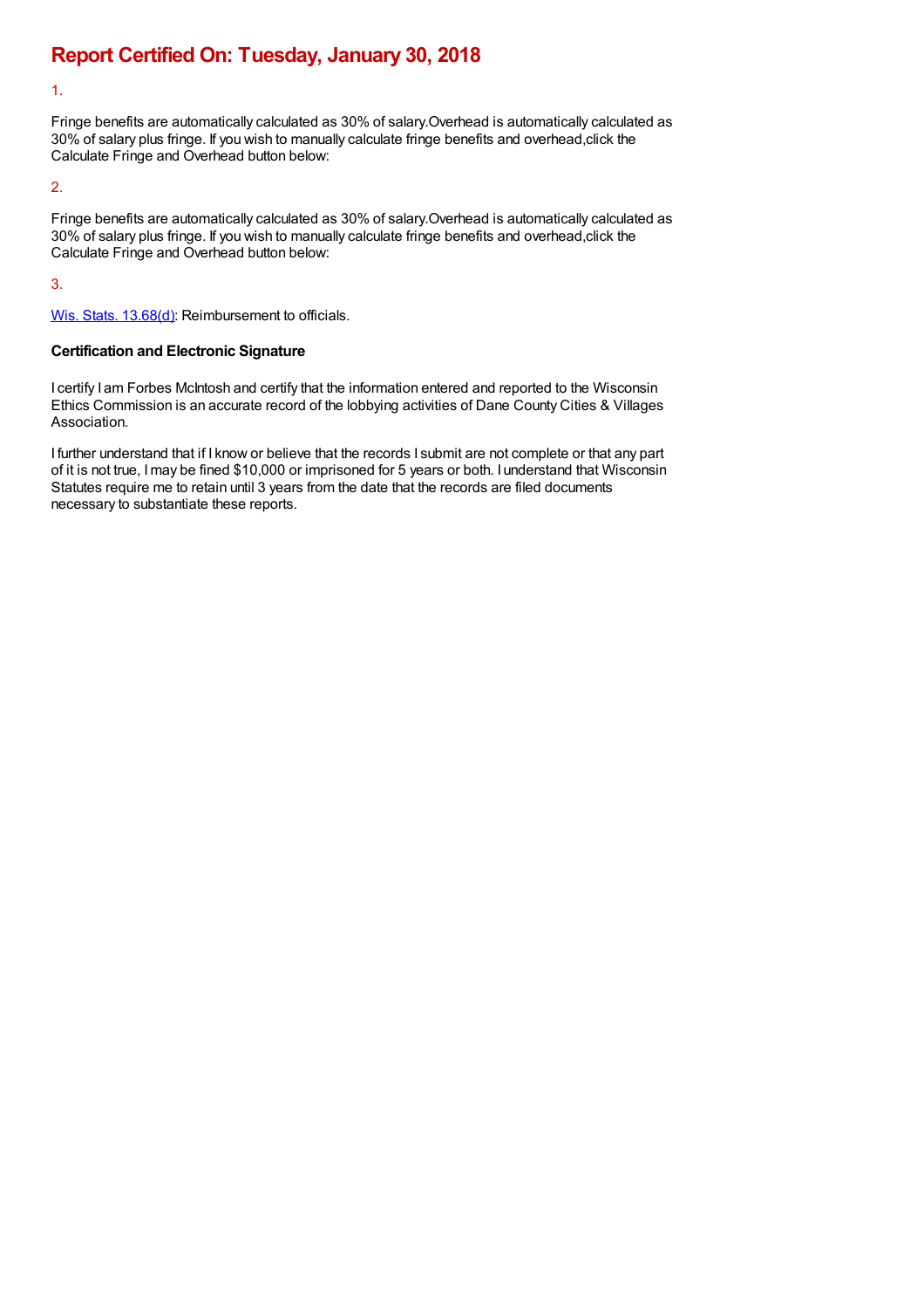# Report Certified On: Tuesday, January 30, 2018

1.

Fringe benefits are automatically calculated as 30% of salary.Overhead is automatically calculated as 30% of salary plus fringe. If you wish to manually calculate fringe benefits and overhead,click the Calculate Fringe and Overhead button below:

2.

Fringe benefits are automatically calculated as 30% of salary.Overhead is automatically calculated as 30% of salary plus fringe. If you wish to manually calculate fringe benefits and overhead,click the Calculate Fringe and Overhead button below:

3.

Wis. Stats. 13.68(d): Reimbursement to officials.

**Certification and Electronic Signature**

I certify I am Forbes McIntosh and certify that the information entered and reported to the Wisconsin Ethics Commission is an accurate record of the lobbying activities of Dane County Cities & Villages Association.

I further understand that if I know or believe that the records I submit are not complete or that any part of it is not true, I may be fined $10,000 or imprisoned for 5 years or both. I understand that Wisconsin Statutes require me to retain until 3 years from the date that the records are filed documents necessary to substantiate these reports.